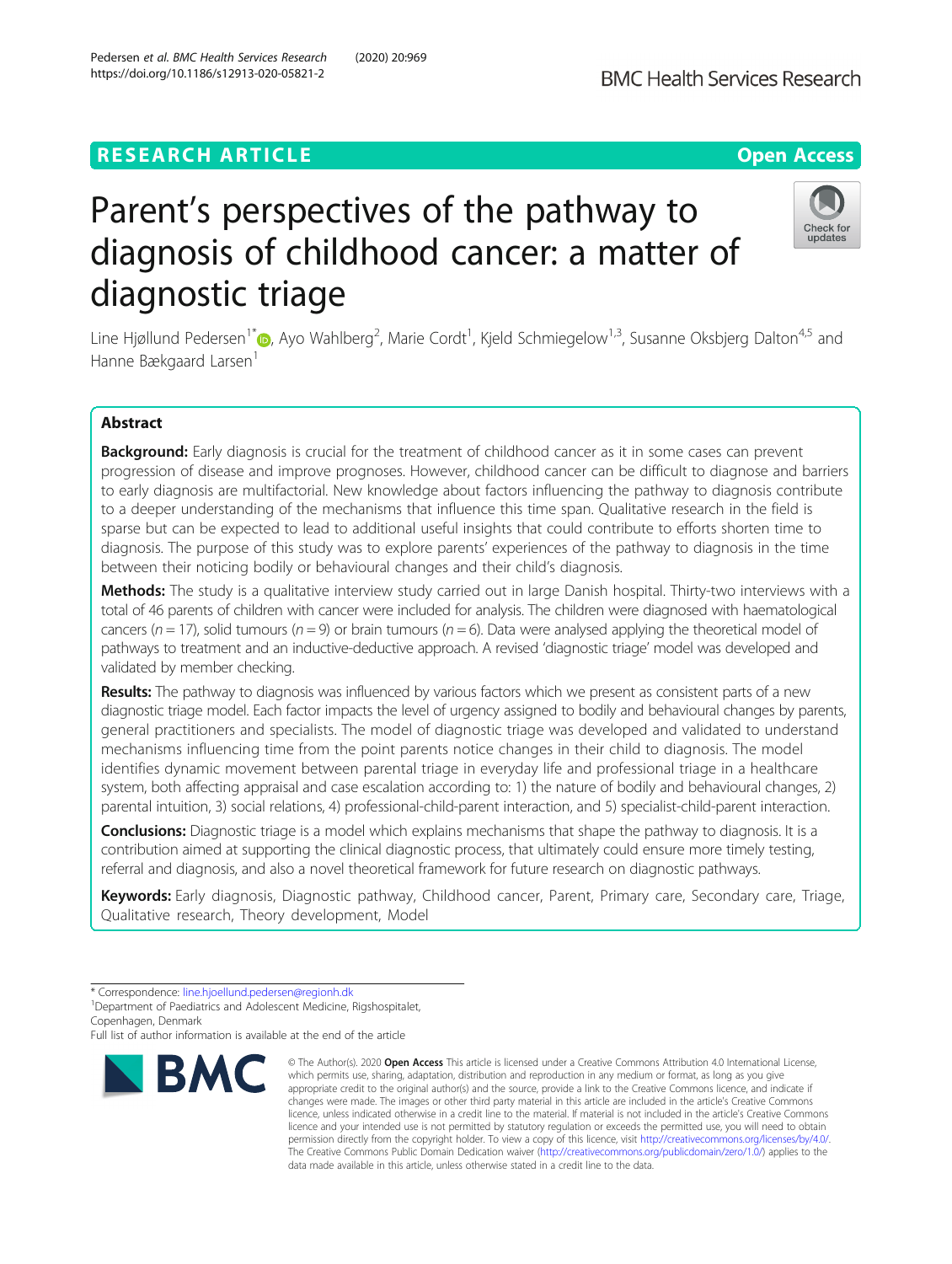RESEARCH ARTICLE

Open Access

# Parent's perspectives of the pathway to diagnosis of childhood cancer: a matter of diagnostic triage

Line Hjøllund Pedersen[1*], Ayo Wahlberg[2], Marie Cordt[1], Kjeld Schmiegelow[1,3], Susanne Oksbjerg Dalton[4,5] and Hanne Bækgaard Larsen[1]

## Abstract

**Background:** Early diagnosis is crucial for the treatment of childhood cancer as it in some cases can prevent progression of disease and improve prognoses. However, childhood cancer can be difficult to diagnose and barriers to early diagnosis are multifactorial. New knowledge about factors influencing the pathway to diagnosis contribute to a deeper understanding of the mechanisms that influence this time span. Qualitative research in the field is sparse but can be expected to lead to additional useful insights that could contribute to efforts shorten time to diagnosis. The purpose of this study was to explore parents' experiences of the pathway to diagnosis in the time between their noticing bodily or behavioural changes and their child's diagnosis.

**Methods:** The study is a qualitative interview study carried out in large Danish hospital. Thirty-two interviews with a total of 46 parents of children with cancer were included for analysis. The children were diagnosed with haematological cancers ($n = 17$), solid tumours ($n = 9$) or brain tumours ($n = 6$). Data were analysed applying the theoretical model of pathways to treatment and an inductive-deductive approach. A revised 'diagnostic triage' model was developed and validated by member checking.

**Results:** The pathway to diagnosis was influenced by various factors which we present as consistent parts of a new diagnostic triage model. Each factor impacts the level of urgency assigned to bodily and behavioural changes by parents, general practitioners and specialists. The model of diagnostic triage was developed and validated to understand mechanisms influencing time from the point parents notice changes in their child to diagnosis. The model identifies dynamic movement between parental triage in everyday life and professional triage in a healthcare system, both affecting appraisal and case escalation according to: 1) the nature of bodily and behavioural changes, 2) parental intuition, 3) social relations, 4) professional-child-parent interaction, and 5) specialist-child-parent interaction.

**Conclusions:** Diagnostic triage is a model which explains mechanisms that shape the pathway to diagnosis. It is a contribution aimed at supporting the clinical diagnostic process, that ultimately could ensure more timely testing, referral and diagnosis, and also a novel theoretical framework for future research on diagnostic pathways.

**Keywords:** Early diagnosis, Diagnostic pathway, Childhood cancer, Parent, Primary care, Secondary care, Triage, Qualitative research, Theory development, Model

---

\* Correspondence: line.hjoellund.pedersen@regionh.dk
[1]Department of Paediatrics and Adolescent Medicine, Rigshospitalet, Copenhagen, Denmark
Full list of author information is available at the end of the article

© The Author(s). 2020 **Open Access** This article is licensed under a Creative Commons Attribution 4.0 International License, which permits use, sharing, adaptation, distribution and reproduction in any medium or format, as long as you give appropriate credit to the original author(s) and the source, provide a link to the Creative Commons licence, and indicate if changes were made. The images or other third party material in this article are included in the article's Creative Commons licence, unless indicated otherwise in a credit line to the material. If material is not included in the article's Creative Commons licence and your intended use is not permitted by statutory regulation or exceeds the permitted use, you will need to obtain permission directly from the copyright holder. To view a copy of this licence, visit http://creativecommons.org/licenses/by/4.0/. The Creative Commons Public Domain Dedication waiver (http://creativecommons.org/publicdomain/zero/1.0/) applies to the data made available in this article, unless otherwise stated in a credit line to the data.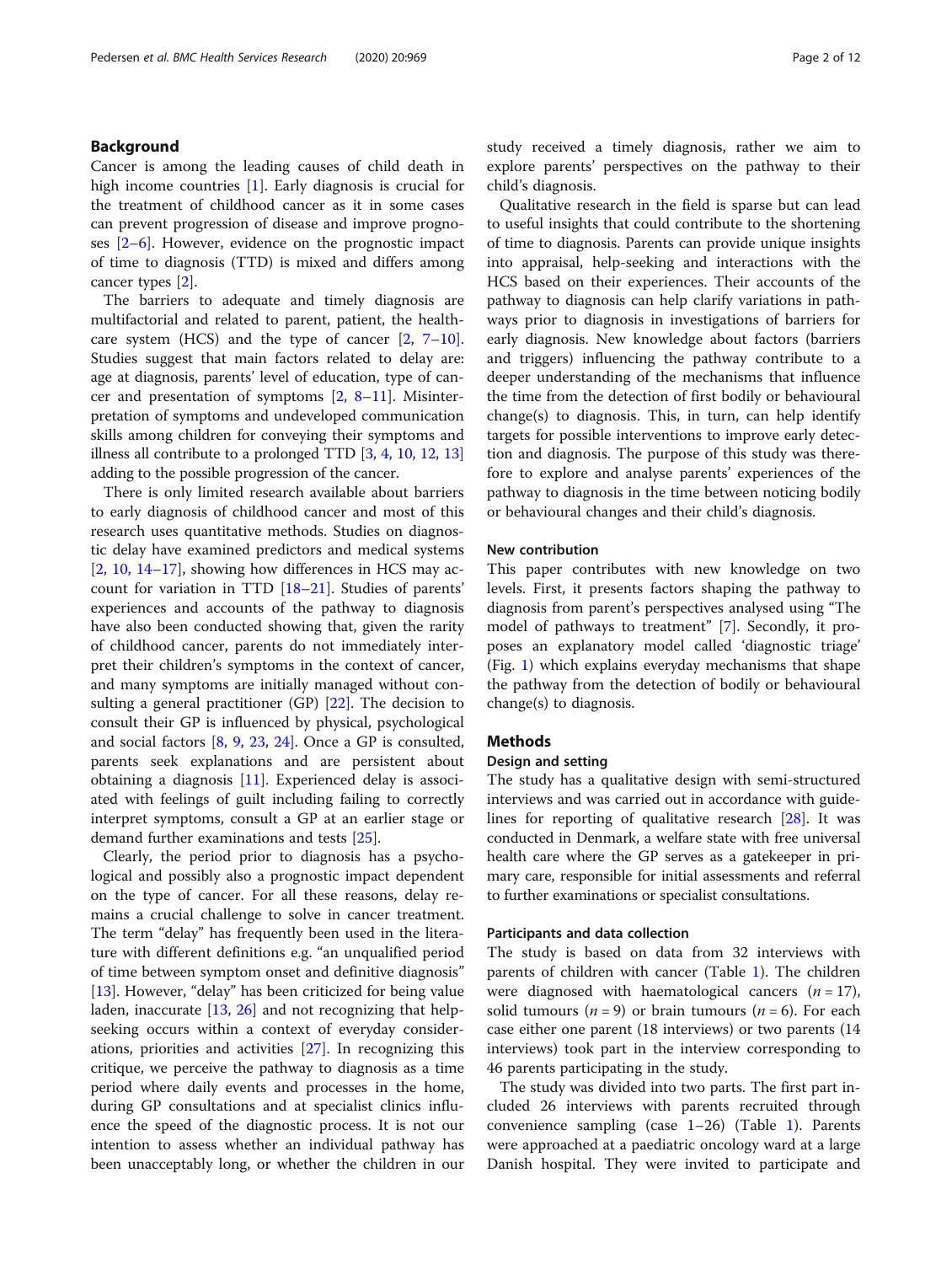## Background

Cancer is among the leading causes of child death in high income countries [1]. Early diagnosis is crucial for the treatment of childhood cancer as it in some cases can prevent progression of disease and improve prognoses [2–6]. However, evidence on the prognostic impact of time to diagnosis (TTD) is mixed and differs among cancer types [2].

The barriers to adequate and timely diagnosis are multifactorial and related to parent, patient, the healthcare system (HCS) and the type of cancer [2, 7–10]. Studies suggest that main factors related to delay are: age at diagnosis, parents' level of education, type of cancer and presentation of symptoms [2, 8–11]. Misinterpretation of symptoms and undeveloped communication skills among children for conveying their symptoms and illness all contribute to a prolonged TTD [3, 4, 10, 12, 13] adding to the possible progression of the cancer.

There is only limited research available about barriers to early diagnosis of childhood cancer and most of this research uses quantitative methods. Studies on diagnostic delay have examined predictors and medical systems [2, 10, 14–17], showing how differences in HCS may account for variation in TTD [18–21]. Studies of parents' experiences and accounts of the pathway to diagnosis have also been conducted showing that, given the rarity of childhood cancer, parents do not immediately interpret their children's symptoms in the context of cancer, and many symptoms are initially managed without consulting a general practitioner (GP) [22]. The decision to consult their GP is influenced by physical, psychological and social factors [8, 9, 23, 24]. Once a GP is consulted, parents seek explanations and are persistent about obtaining a diagnosis [11]. Experienced delay is associated with feelings of guilt including failing to correctly interpret symptoms, consult a GP at an earlier stage or demand further examinations and tests [25].

Clearly, the period prior to diagnosis has a psychological and possibly also a prognostic impact dependent on the type of cancer. For all these reasons, delay remains a crucial challenge to solve in cancer treatment. The term "delay" has frequently been used in the literature with different definitions e.g. "an unqualified period of time between symptom onset and definitive diagnosis" [13]. However, "delay" has been criticized for being value laden, inaccurate [13, 26] and not recognizing that help-seeking occurs within a context of everyday considerations, priorities and activities [27]. In recognizing this critique, we perceive the pathway to diagnosis as a time period where daily events and processes in the home, during GP consultations and at specialist clinics influence the speed of the diagnostic process. It is not our intention to assess whether an individual pathway has been unacceptably long, or whether the children in our study received a timely diagnosis, rather we aim to explore parents' perspectives on the pathway to their child's diagnosis.

Qualitative research in the field is sparse but can lead to useful insights that could contribute to the shortening of time to diagnosis. Parents can provide unique insights into appraisal, help-seeking and interactions with the HCS based on their experiences. Their accounts of the pathway to diagnosis can help clarify variations in pathways prior to diagnosis in investigations of barriers for early diagnosis. New knowledge about factors (barriers and triggers) influencing the pathway contribute to a deeper understanding of the mechanisms that influence the time from the detection of first bodily or behavioural change(s) to diagnosis. This, in turn, can help identify targets for possible interventions to improve early detection and diagnosis. The purpose of this study was therefore to explore and analyse parents' experiences of the pathway to diagnosis in the time between noticing bodily or behavioural changes and their child's diagnosis.

### New contribution

This paper contributes with new knowledge on two levels. First, it presents factors shaping the pathway to diagnosis from parent's perspectives analysed using "The model of pathways to treatment" [7]. Secondly, it proposes an explanatory model called 'diagnostic triage' (Fig. 1) which explains everyday mechanisms that shape the pathway from the detection of bodily or behavioural change(s) to diagnosis.

## Methods

### Design and setting

The study has a qualitative design with semi-structured interviews and was carried out in accordance with guidelines for reporting of qualitative research [28]. It was conducted in Denmark, a welfare state with free universal health care where the GP serves as a gatekeeper in primary care, responsible for initial assessments and referral to further examinations or specialist consultations.

### Participants and data collection

The study is based on data from 32 interviews with parents of children with cancer (Table 1). The children were diagnosed with haematological cancers ($n = 17$), solid tumours ($n = 9$) or brain tumours ($n = 6$). For each case either one parent (18 interviews) or two parents (14 interviews) took part in the interview corresponding to 46 parents participating in the study.

The study was divided into two parts. The first part included 26 interviews with parents recruited through convenience sampling (case 1–26) (Table 1). Parents were approached at a paediatric oncology ward at a large Danish hospital. They were invited to participate and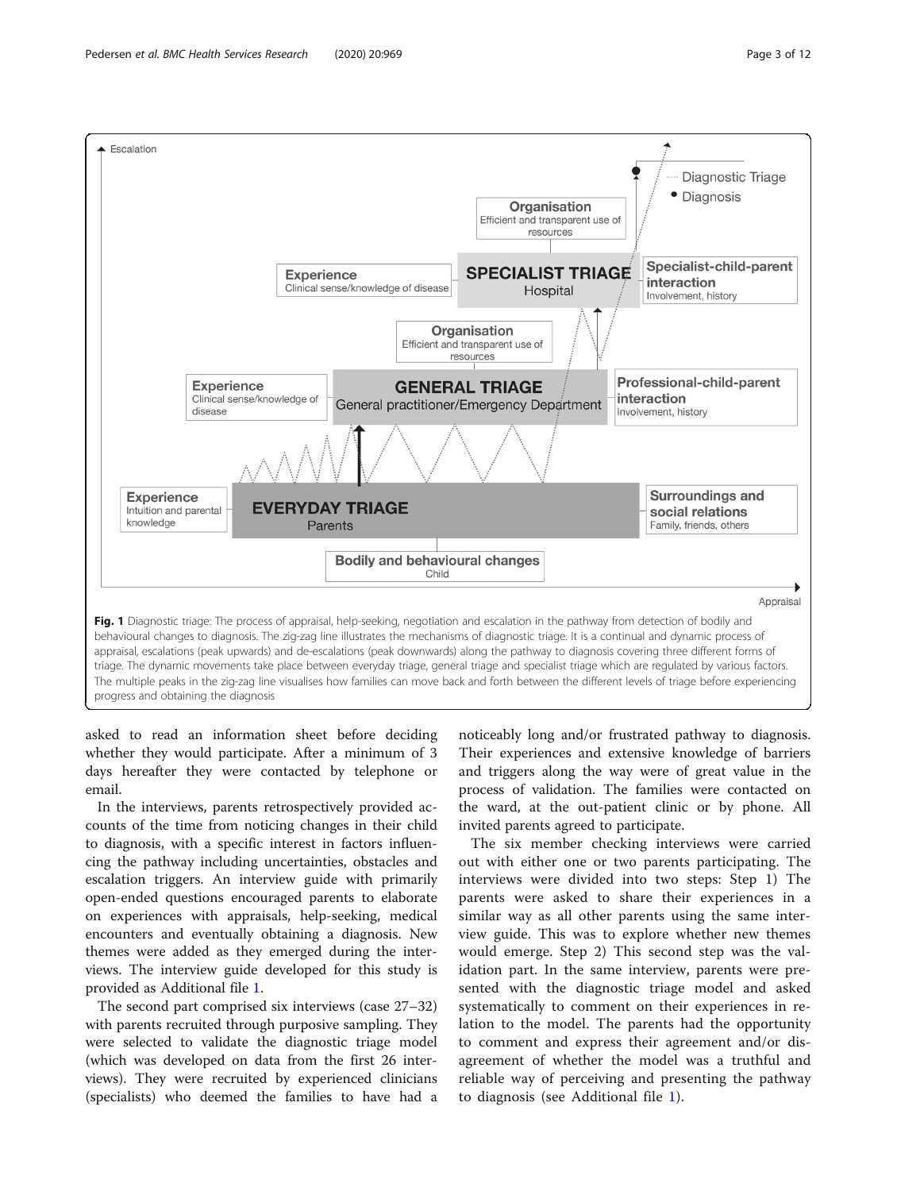**Fig. 1** Diagnostic triage: The process of appraisal, help-seeking, negotiation and escalation in the pathway from detection of bodily and behavioural changes to diagnosis. The zig-zag line illustrates the mechanisms of diagnostic triage. It is a continual and dynamic process of appraisal, escalations (peak upwards) and de-escalations (peak downwards) along the pathway to diagnosis covering three different forms of triage. The dynamic movements take place between everyday triage, general triage and specialist triage which are regulated by various factors. The multiple peaks in the zig-zag line visualises how families can move back and forth between the different levels of triage before experiencing progress and obtaining the diagnosis

asked to read an information sheet before deciding whether they would participate. After a minimum of 3 days hereafter they were contacted by telephone or email.

In the interviews, parents retrospectively provided accounts of the time from noticing changes in their child to diagnosis, with a specific interest in factors influencing the pathway including uncertainties, obstacles and escalation triggers. An interview guide with primarily open-ended questions encouraged parents to elaborate on experiences with appraisals, help-seeking, medical encounters and eventually obtaining a diagnosis. New themes were added as they emerged during the interviews. The interview guide developed for this study is provided as Additional file 1.

The second part comprised six interviews (case 27–32) with parents recruited through purposive sampling. They were selected to validate the diagnostic triage model (which was developed on data from the first 26 interviews). They were recruited by experienced clinicians (specialists) who deemed the families to have had a noticeably long and/or frustrated pathway to diagnosis. Their experiences and extensive knowledge of barriers and triggers along the way were of great value in the process of validation. The families were contacted on the ward, at the out-patient clinic or by phone. All invited parents agreed to participate.

The six member checking interviews were carried out with either one or two parents participating. The interviews were divided into two steps: Step 1) The parents were asked to share their experiences in a similar way as all other parents using the same interview guide. This was to explore whether new themes would emerge. Step 2) This second step was the validation part. In the same interview, parents were presented with the diagnostic triage model and asked systematically to comment on their experiences in relation to the model. The parents had the opportunity to comment and express their agreement and/or disagreement of whether the model was a truthful and reliable way of perceiving and presenting the pathway to diagnosis (see Additional file 1).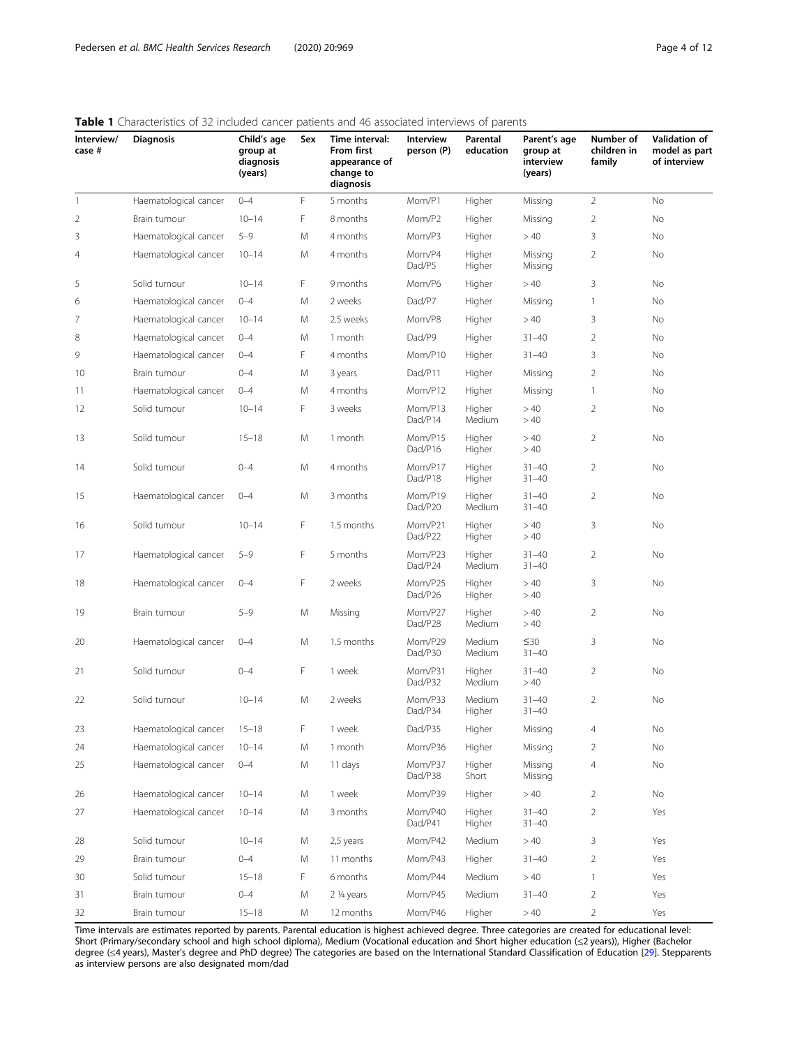**Table 1** Characteristics of 32 included cancer patients and 46 associated interviews of parents

| Interview/ case # | Diagnosis | Child's age group at diagnosis (years) | Sex | Time interval: From first appearance of change to diagnosis | Interview person (P) | Parental education | Parent's age group at interview (years) | Number of children in family | Validation of model as part of interview |
|---|---|---|---|---|---|---|---|---|---|
| 1 | Haematological cancer | 0–4 | F | 5 months | Mom/P1 | Higher | Missing | 2 | No |
| 2 | Brain tumour | 10–14 | F | 8 months | Mom/P2 | Higher | Missing | 2 | No |
| 3 | Haematological cancer | 5–9 | M | 4 months | Mom/P3 | Higher | > 40 | 3 | No |
| 4 | Haematological cancer | 10–14 | M | 4 months | Mom/P4<br>Dad/P5 | Higher<br>Higher | Missing<br>Missing | 2 | No |
| 5 | Solid tumour | 10–14 | F | 9 months | Mom/P6 | Higher | > 40 | 3 | No |
| 6 | Haematological cancer | 0–4 | M | 2 weeks | Dad/P7 | Higher | Missing | 1 | No |
| 7 | Haematological cancer | 10–14 | M | 2.5 weeks | Mom/P8 | Higher | > 40 | 3 | No |
| 8 | Haematological cancer | 0–4 | M | 1 month | Dad/P9 | Higher | 31–40 | 2 | No |
| 9 | Haematological cancer | 0–4 | F | 4 months | Mom/P10 | Higher | 31–40 | 3 | No |
| 10 | Brain tumour | 0–4 | M | 3 years | Dad/P11 | Higher | Missing | 2 | No |
| 11 | Haematological cancer | 0–4 | M | 4 months | Mom/P12 | Higher | Missing | 1 | No |
| 12 | Solid tumour | 10–14 | F | 3 weeks | Mom/P13<br>Dad/P14 | Higher<br>Medium | > 40<br>> 40 | 2 | No |
| 13 | Solid tumour | 15–18 | M | 1 month | Mom/P15<br>Dad/P16 | Higher<br>Higher | > 40<br>> 40 | 2 | No |
| 14 | Solid tumour | 0–4 | M | 4 months | Mom/P17<br>Dad/P18 | Higher<br>Higher | 31–40<br>31–40 | 2 | No |
| 15 | Haematological cancer | 0–4 | M | 3 months | Mom/P19<br>Dad/P20 | Higher<br>Medium | 31–40<br>31–40 | 2 | No |
| 16 | Solid tumour | 10–14 | F | 1.5 months | Mom/P21<br>Dad/P22 | Higher<br>Higher | > 40<br>> 40 | 3 | No |
| 17 | Haematological cancer | 5–9 | F | 5 months | Mom/P23<br>Dad/P24 | Higher<br>Medium | 31–40<br>31–40 | 2 | No |
| 18 | Haematological cancer | 0–4 | F | 2 weeks | Mom/P25<br>Dad/P26 | Higher<br>Higher | > 40<br>> 40 | 3 | No |
| 19 | Brain tumour | 5–9 | M | Missing | Mom/P27<br>Dad/P28 | Higher<br>Medium | > 40<br>> 40 | 2 | No |
| 20 | Haematological cancer | 0–4 | M | 1.5 months | Mom/P29<br>Dad/P30 | Medium<br>Medium | ≤30<br>31–40 | 3 | No |
| 21 | Solid tumour | 0–4 | F | 1 week | Mom/P31<br>Dad/P32 | Higher<br>Medium | 31–40<br>> 40 | 2 | No |
| 22 | Solid tumour | 10–14 | M | 2 weeks | Mom/P33<br>Dad/P34 | Medium<br>Higher | 31–40<br>31–40 | 2 | No |
| 23 | Haematological cancer | 15–18 | F | 1 week | Dad/P35 | Higher | Missing | 4 | No |
| 24 | Haematological cancer | 10–14 | M | 1 month | Mom/P36 | Higher | Missing | 2 | No |
| 25 | Haematological cancer | 0–4 | M | 11 days | Mom/P37<br>Dad/P38 | Higher<br>Short | Missing<br>Missing | 4 | No |
| 26 | Haematological cancer | 10–14 | M | 1 week | Mom/P39 | Higher | > 40 | 2 | No |
| 27 | Haematological cancer | 10–14 | M | 3 months | Mom/P40<br>Dad/P41 | Higher<br>Higher | 31–40<br>31–40 | 2 | Yes |
| 28 | Solid tumour | 10–14 | M | 2,5 years | Mom/P42 | Medium | > 40 | 3 | Yes |
| 29 | Brain tumour | 0–4 | M | 11 months | Mom/P43 | Higher | 31–40 | 2 | Yes |
| 30 | Solid tumour | 15–18 | F | 6 months | Mom/P44 | Medium | > 40 | 1 | Yes |
| 31 | Brain tumour | 0–4 | M | 2 ¼ years | Mom/P45 | Medium | 31–40 | 2 | Yes |
| 32 | Brain tumour | 15–18 | M | 12 months | Mom/P46 | Higher | > 40 | 2 | Yes |

Time intervals are estimates reported by parents. Parental education is highest achieved degree. Three categories are created for educational level: Short (Primary/secondary school and high school diploma), Medium (Vocational education and Short higher education (≤2 years)), Higher (Bachelor degree (≤4 years), Master's degree and PhD degree) The categories are based on the International Standard Classification of Education [29]. Stepparents as interview persons are also designated mom/dad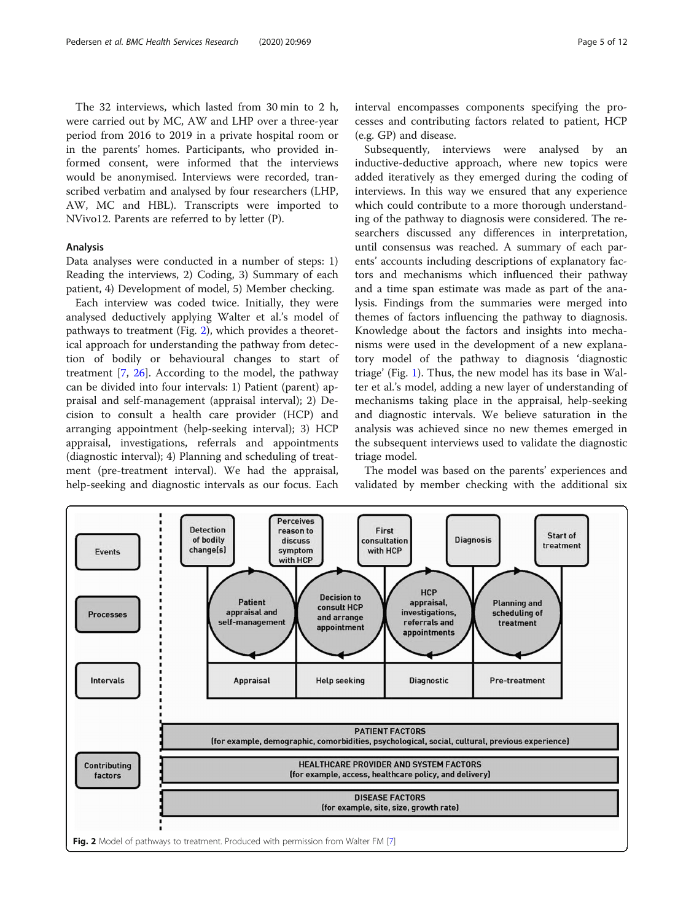The 32 interviews, which lasted from 30 min to 2 h, were carried out by MC, AW and LHP over a three-year period from 2016 to 2019 in a private hospital room or in the parents' homes. Participants, who provided informed consent, were informed that the interviews would be anonymised. Interviews were recorded, transcribed verbatim and analysed by four researchers (LHP, AW, MC and HBL). Transcripts were imported to NVivo12. Parents are referred to by letter (P).

### Analysis

Data analyses were conducted in a number of steps: 1) Reading the interviews, 2) Coding, 3) Summary of each patient, 4) Development of model, 5) Member checking.

Each interview was coded twice. Initially, they were analysed deductively applying Walter et al.'s model of pathways to treatment (Fig. 2), which provides a theoretical approach for understanding the pathway from detection of bodily or behavioural changes to start of treatment [7, 26]. According to the model, the pathway can be divided into four intervals: 1) Patient (parent) appraisal and self-management (appraisal interval); 2) Decision to consult a health care provider (HCP) and arranging appointment (help-seeking interval); 3) HCP appraisal, investigations, referrals and appointments (diagnostic interval); 4) Planning and scheduling of treatment (pre-treatment interval). We had the appraisal, help-seeking and diagnostic intervals as our focus. Each interval encompasses components specifying the processes and contributing factors related to patient, HCP (e.g. GP) and disease.

Subsequently, interviews were analysed by an inductive-deductive approach, where new topics were added iteratively as they emerged during the coding of interviews. In this way we ensured that any experience which could contribute to a more thorough understanding of the pathway to diagnosis were considered. The researchers discussed any differences in interpretation, until consensus was reached. A summary of each parents' accounts including descriptions of explanatory factors and mechanisms which influenced their pathway and a time span estimate was made as part of the analysis. Findings from the summaries were merged into themes of factors influencing the pathway to diagnosis. Knowledge about the factors and insights into mechanisms were used in the development of a new explanatory model of the pathway to diagnosis 'diagnostic triage' (Fig. 1). Thus, the new model has its base in Walter et al.'s model, adding a new layer of understanding of mechanisms taking place in the appraisal, help-seeking and diagnostic intervals. We believe saturation in the analysis was achieved since no new themes emerged in the subsequent interviews used to validate the diagnostic triage model.

The model was based on the parents' experiences and validated by member checking with the additional six

**Fig. 2** Model of pathways to treatment. Produced with permission from Walter FM [7]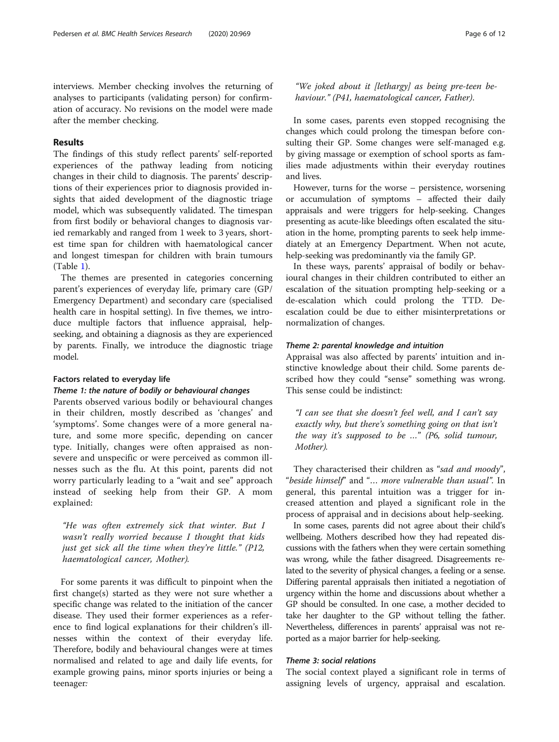interviews. Member checking involves the returning of analyses to participants (validating person) for confirmation of accuracy. No revisions on the model were made after the member checking.

## Results

The findings of this study reflect parents' self-reported experiences of the pathway leading from noticing changes in their child to diagnosis. The parents' descriptions of their experiences prior to diagnosis provided insights that aided development of the diagnostic triage model, which was subsequently validated. The timespan from first bodily or behavioral changes to diagnosis varied remarkably and ranged from 1 week to 3 years, shortest time span for children with haematological cancer and longest timespan for children with brain tumours (Table 1).

The themes are presented in categories concerning parent's experiences of everyday life, primary care (GP/ Emergency Department) and secondary care (specialised health care in hospital setting). In five themes, we introduce multiple factors that influence appraisal, help-seeking, and obtaining a diagnosis as they are experienced by parents. Finally, we introduce the diagnostic triage model.

### Factors related to everyday life

#### Theme 1: the nature of bodily or behavioural changes

Parents observed various bodily or behavioural changes in their children, mostly described as 'changes' and 'symptoms'. Some changes were of a more general nature, and some more specific, depending on cancer type. Initially, changes were often appraised as non-severe and unspecific or were perceived as common illnesses such as the flu. At this point, parents did not worry particularly leading to a "wait and see" approach instead of seeking help from their GP. A mom explained:

> *"He was often extremely sick that winter. But I wasn't really worried because I thought that kids just get sick all the time when they're little." (P12, haematological cancer, Mother).*

For some parents it was difficult to pinpoint when the first change(s) started as they were not sure whether a specific change was related to the initiation of the cancer disease. They used their former experiences as a reference to find logical explanations for their children's illnesses within the context of their everyday life. Therefore, bodily and behavioural changes were at times normalised and related to age and daily life events, for example growing pains, minor sports injuries or being a teenager*:*

> *"We joked about it [lethargy] as being pre-teen behaviour." (P41, haematological cancer, Father).*

In some cases, parents even stopped recognising the changes which could prolong the timespan before consulting their GP. Some changes were self-managed e.g. by giving massage or exemption of school sports as families made adjustments within their everyday routines and lives.

However, turns for the worse – persistence, worsening or accumulation of symptoms – affected their daily appraisals and were triggers for help-seeking. Changes presenting as acute-like bleedings often escalated the situation in the home, prompting parents to seek help immediately at an Emergency Department. When not acute, help-seeking was predominantly via the family GP.

In these ways, parents' appraisal of bodily or behavioural changes in their children contributed to either an escalation of the situation prompting help-seeking or a de-escalation which could prolong the TTD. De-escalation could be due to either misinterpretations or normalization of changes.

#### Theme 2: parental knowledge and intuition

Appraisal was also affected by parents' intuition and instinctive knowledge about their child. Some parents described how they could "sense" something was wrong. This sense could be indistinct:

> *"I can see that she doesn't feel well, and I can't say exactly why, but there's something going on that isn't the way it's supposed to be …" (P6, solid tumour, Mother).*

They characterised their children as "*sad and moody*", "*beside himself*" and "*… more vulnerable than usual"*. In general, this parental intuition was a trigger for increased attention and played a significant role in the process of appraisal and in decisions about help-seeking.

In some cases, parents did not agree about their child's wellbeing. Mothers described how they had repeated discussions with the fathers when they were certain something was wrong, while the father disagreed. Disagreements related to the severity of physical changes, a feeling or a sense. Differing parental appraisals then initiated a negotiation of urgency within the home and discussions about whether a GP should be consulted. In one case, a mother decided to take her daughter to the GP without telling the father. Nevertheless, differences in parents' appraisal was not reported as a major barrier for help-seeking.

#### Theme 3: social relations

The social context played a significant role in terms of assigning levels of urgency, appraisal and escalation.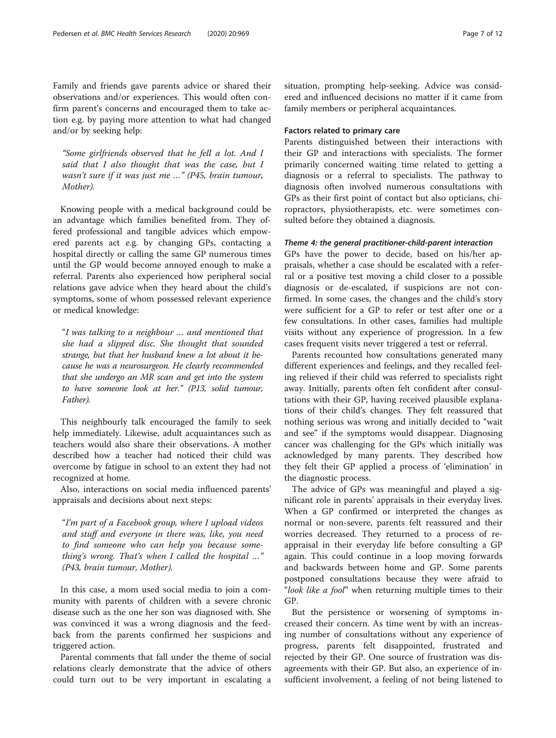Family and friends gave parents advice or shared their observations and/or experiences. This would often confirm parent's concerns and encouraged them to take action e.g. by paying more attention to what had changed and/or by seeking help:

> *"Some girlfriends observed that he fell a lot. And I said that I also thought that was the case, but I wasn't sure if it was just me …" (P45, brain tumour, Mother).*

Knowing people with a medical background could be an advantage which families benefited from. They offered professional and tangible advices which empowered parents act e.g. by changing GPs, contacting a hospital directly or calling the same GP numerous times until the GP would become annoyed enough to make a referral. Parents also experienced how peripheral social relations gave advice when they heard about the child's symptoms, some of whom possessed relevant experience or medical knowledge:

> *"I was talking to a neighbour … and mentioned that she had a slipped disc. She thought that sounded strange, but that her husband knew a lot about it because he was a neurosurgeon. He clearly recommended that she undergo an MR scan and get into the system to have someone look at her." (P13, solid tumour, Father).*

This neighbourly talk encouraged the family to seek help immediately. Likewise, adult acquaintances such as teachers would also share their observations. A mother described how a teacher had noticed their child was overcome by fatigue in school to an extent they had not recognized at home.

Also, interactions on social media influenced parents' appraisals and decisions about next steps:

> *"I'm part of a Facebook group, where I upload videos and stuff and everyone in there was, like, you need to find someone who can help you because something's wrong. That's when I called the hospital …" (P43, brain tumour, Mother).*

In this case, a mom used social media to join a community with parents of children with a severe chronic disease such as the one her son was diagnosed with. She was convinced it was a wrong diagnosis and the feedback from the parents confirmed her suspicions and triggered action.

Parental comments that fall under the theme of social relations clearly demonstrate that the advice of others could turn out to be very important in escalating a situation, prompting help-seeking. Advice was considered and influenced decisions no matter if it came from family members or peripheral acquaintances.

### Factors related to primary care

Parents distinguished between their interactions with their GP and interactions with specialists. The former primarily concerned waiting time related to getting a diagnosis or a referral to specialists. The pathway to diagnosis often involved numerous consultations with GPs as their first point of contact but also opticians, chiropractors, physiotherapists, etc. were sometimes consulted before they obtained a diagnosis.

#### *Theme 4: the general practitioner-child-parent interaction*

GPs have the power to decide, based on his/her appraisals, whether a case should be escalated with a referral or a positive test moving a child closer to a possible diagnosis or de-escalated, if suspicions are not confirmed. In some cases, the changes and the child's story were sufficient for a GP to refer or test after one or a few consultations. In other cases, families had multiple visits without any experience of progression. In a few cases frequent visits never triggered a test or referral.

Parents recounted how consultations generated many different experiences and feelings, and they recalled feeling relieved if their child was referred to specialists right away. Initially, parents often felt confident after consultations with their GP, having received plausible explanations of their child's changes. They felt reassured that nothing serious was wrong and initially decided to "wait and see" if the symptoms would disappear. Diagnosing cancer was challenging for the GPs which initially was acknowledged by many parents. They described how they felt their GP applied a process of 'elimination' in the diagnostic process.

The advice of GPs was meaningful and played a significant role in parents' appraisals in their everyday lives. When a GP confirmed or interpreted the changes as normal or non-severe, parents felt reassured and their worries decreased. They returned to a process of reappraisal in their everyday life before consulting a GP again. This could continue in a loop moving forwards and backwards between home and GP. Some parents postponed consultations because they were afraid to "*look like a fool*" when returning multiple times to their GP.

But the persistence or worsening of symptoms increased their concern. As time went by with an increasing number of consultations without any experience of progress, parents felt disappointed, frustrated and rejected by their GP. One source of frustration was disagreements with their GP. But also, an experience of insufficient involvement, a feeling of not being listened to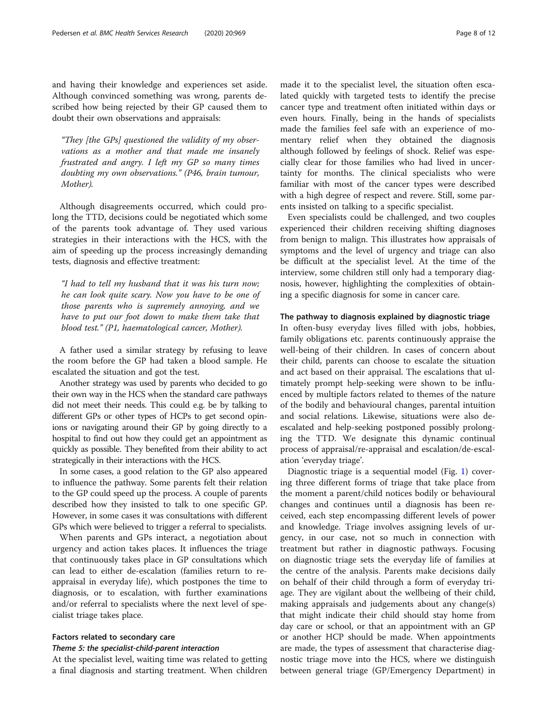and having their knowledge and experiences set aside. Although convinced something was wrong, parents described how being rejected by their GP caused them to doubt their own observations and appraisals:

> "They [the GPs] questioned the validity of my observations as a mother and that made me insanely frustrated and angry. I left my GP so many times doubting my own observations." (P46, brain tumour, Mother).

Although disagreements occurred, which could prolong the TTD, decisions could be negotiated which some of the parents took advantage of. They used various strategies in their interactions with the HCS, with the aim of speeding up the process increasingly demanding tests, diagnosis and effective treatment:

> "I had to tell my husband that it was his turn now; he can look quite scary. Now you have to be one of those parents who is supremely annoying, and we have to put our foot down to make them take that blood test." (P1, haematological cancer, Mother).

A father used a similar strategy by refusing to leave the room before the GP had taken a blood sample. He escalated the situation and got the test.

Another strategy was used by parents who decided to go their own way in the HCS when the standard care pathways did not meet their needs. This could e.g. be by talking to different GPs or other types of HCPs to get second opinions or navigating around their GP by going directly to a hospital to find out how they could get an appointment as quickly as possible. They benefited from their ability to act strategically in their interactions with the HCS.

In some cases, a good relation to the GP also appeared to influence the pathway. Some parents felt their relation to the GP could speed up the process. A couple of parents described how they insisted to talk to one specific GP. However, in some cases it was consultations with different GPs which were believed to trigger a referral to specialists.

When parents and GPs interact, a negotiation about urgency and action takes places. It influences the triage that continuously takes place in GP consultations which can lead to either de-escalation (families return to re-appraisal in everyday life), which postpones the time to diagnosis, or to escalation, with further examinations and/or referral to specialists where the next level of specialist triage takes place.

### Factors related to secondary care

#### *Theme 5: the specialist-child-parent interaction*

At the specialist level, waiting time was related to getting a final diagnosis and starting treatment. When children made it to the specialist level, the situation often escalated quickly with targeted tests to identify the precise cancer type and treatment often initiated within days or even hours. Finally, being in the hands of specialists made the families feel safe with an experience of momentary relief when they obtained the diagnosis although followed by feelings of shock. Relief was especially clear for those families who had lived in uncertainty for months. The clinical specialists who were familiar with most of the cancer types were described with a high degree of respect and revere. Still, some parents insisted on talking to a specific specialist.

Even specialists could be challenged, and two couples experienced their children receiving shifting diagnoses from benign to malign. This illustrates how appraisals of symptoms and the level of urgency and triage can also be difficult at the specialist level. At the time of the interview, some children still only had a temporary diagnosis, however, highlighting the complexities of obtaining a specific diagnosis for some in cancer care.

### The pathway to diagnosis explained by diagnostic triage

In often-busy everyday lives filled with jobs, hobbies, family obligations etc. parents continuously appraise the well-being of their children. In cases of concern about their child, parents can choose to escalate the situation and act based on their appraisal. The escalations that ultimately prompt help-seeking were shown to be influenced by multiple factors related to themes of the nature of the bodily and behavioural changes, parental intuition and social relations. Likewise, situations were also de-escalated and help-seeking postponed possibly prolonging the TTD. We designate this dynamic continual process of appraisal/re-appraisal and escalation/de-escalation 'everyday triage'.

Diagnostic triage is a sequential model (Fig. 1) covering three different forms of triage that take place from the moment a parent/child notices bodily or behavioural changes and continues until a diagnosis has been received, each step encompassing different levels of power and knowledge. Triage involves assigning levels of urgency, in our case, not so much in connection with treatment but rather in diagnostic pathways. Focusing on diagnostic triage sets the everyday life of families at the centre of the analysis. Parents make decisions daily on behalf of their child through a form of everyday triage. They are vigilant about the wellbeing of their child, making appraisals and judgements about any change(s) that might indicate their child should stay home from day care or school, or that an appointment with an GP or another HCP should be made. When appointments are made, the types of assessment that characterise diagnostic triage move into the HCS, where we distinguish between general triage (GP/Emergency Department) in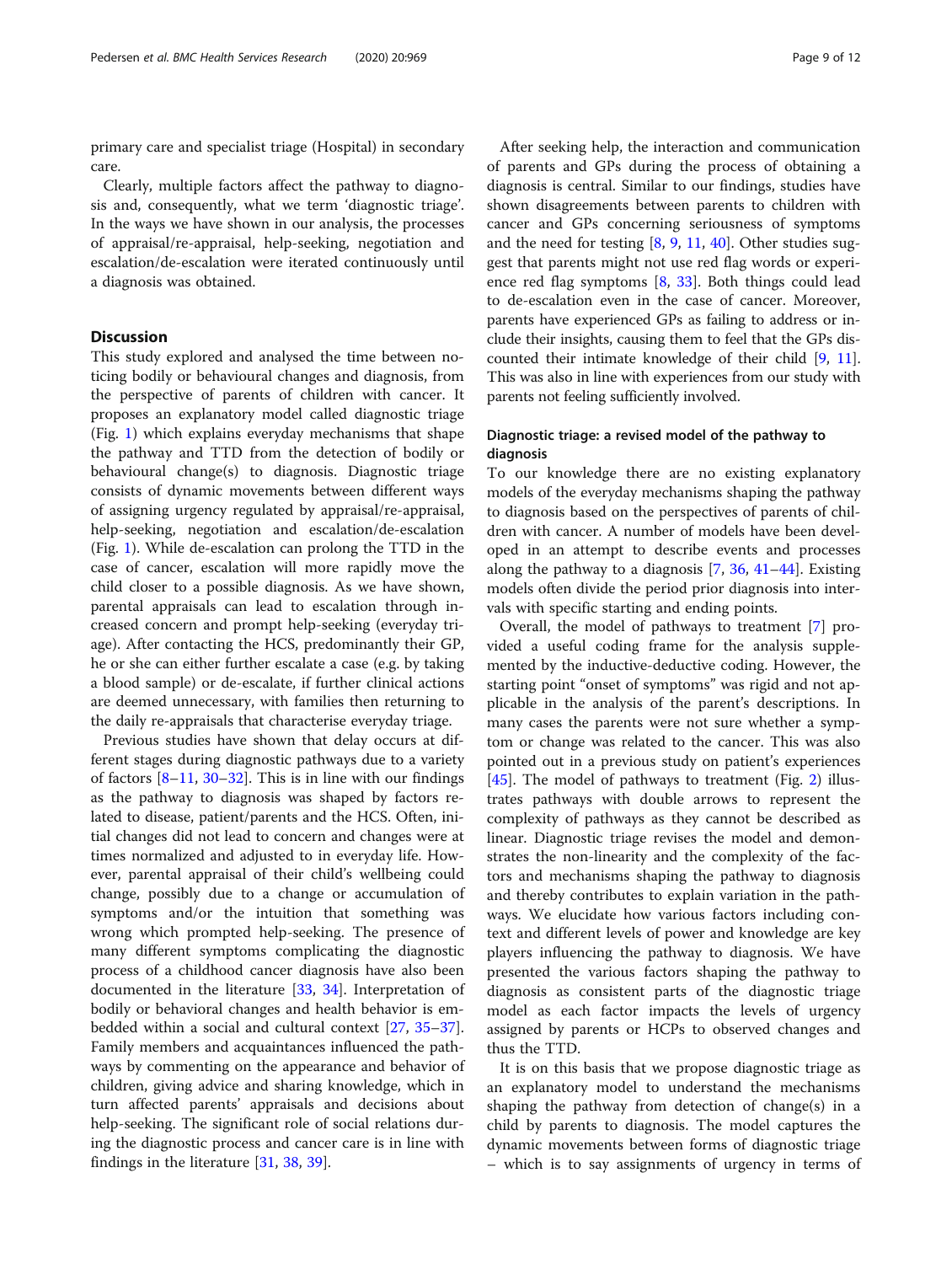primary care and specialist triage (Hospital) in secondary care.

Clearly, multiple factors affect the pathway to diagnosis and, consequently, what we term 'diagnostic triage'. In the ways we have shown in our analysis, the processes of appraisal/re-appraisal, help-seeking, negotiation and escalation/de-escalation were iterated continuously until a diagnosis was obtained.

## Discussion

This study explored and analysed the time between noticing bodily or behavioural changes and diagnosis, from the perspective of parents of children with cancer. It proposes an explanatory model called diagnostic triage (Fig. 1) which explains everyday mechanisms that shape the pathway and TTD from the detection of bodily or behavioural change(s) to diagnosis. Diagnostic triage consists of dynamic movements between different ways of assigning urgency regulated by appraisal/re-appraisal, help-seeking, negotiation and escalation/de-escalation (Fig. 1). While de-escalation can prolong the TTD in the case of cancer, escalation will more rapidly move the child closer to a possible diagnosis. As we have shown, parental appraisals can lead to escalation through increased concern and prompt help-seeking (everyday triage). After contacting the HCS, predominantly their GP, he or she can either further escalate a case (e.g. by taking a blood sample) or de-escalate, if further clinical actions are deemed unnecessary, with families then returning to the daily re-appraisals that characterise everyday triage.

Previous studies have shown that delay occurs at different stages during diagnostic pathways due to a variety of factors [8–11, 30–32]. This is in line with our findings as the pathway to diagnosis was shaped by factors related to disease, patient/parents and the HCS. Often, initial changes did not lead to concern and changes were at times normalized and adjusted to in everyday life. However, parental appraisal of their child's wellbeing could change, possibly due to a change or accumulation of symptoms and/or the intuition that something was wrong which prompted help-seeking. The presence of many different symptoms complicating the diagnostic process of a childhood cancer diagnosis have also been documented in the literature [33, 34]. Interpretation of bodily or behavioral changes and health behavior is embedded within a social and cultural context [27, 35–37]. Family members and acquaintances influenced the pathways by commenting on the appearance and behavior of children, giving advice and sharing knowledge, which in turn affected parents' appraisals and decisions about help-seeking. The significant role of social relations during the diagnostic process and cancer care is in line with findings in the literature [31, 38, 39].

After seeking help, the interaction and communication of parents and GPs during the process of obtaining a diagnosis is central. Similar to our findings, studies have shown disagreements between parents to children with cancer and GPs concerning seriousness of symptoms and the need for testing [8, 9, 11, 40]. Other studies suggest that parents might not use red flag words or experience red flag symptoms [8, 33]. Both things could lead to de-escalation even in the case of cancer. Moreover, parents have experienced GPs as failing to address or include their insights, causing them to feel that the GPs discounted their intimate knowledge of their child [9, 11]. This was also in line with experiences from our study with parents not feeling sufficiently involved.

### Diagnostic triage: a revised model of the pathway to diagnosis

To our knowledge there are no existing explanatory models of the everyday mechanisms shaping the pathway to diagnosis based on the perspectives of parents of children with cancer. A number of models have been developed in an attempt to describe events and processes along the pathway to a diagnosis [7, 36, 41–44]. Existing models often divide the period prior diagnosis into intervals with specific starting and ending points.

Overall, the model of pathways to treatment [7] provided a useful coding frame for the analysis supplemented by the inductive-deductive coding. However, the starting point "onset of symptoms" was rigid and not applicable in the analysis of the parent's descriptions. In many cases the parents were not sure whether a symptom or change was related to the cancer. This was also pointed out in a previous study on patient's experiences [45]. The model of pathways to treatment (Fig. 2) illustrates pathways with double arrows to represent the complexity of pathways as they cannot be described as linear. Diagnostic triage revises the model and demonstrates the non-linearity and the complexity of the factors and mechanisms shaping the pathway to diagnosis and thereby contributes to explain variation in the pathways. We elucidate how various factors including context and different levels of power and knowledge are key players influencing the pathway to diagnosis. We have presented the various factors shaping the pathway to diagnosis as consistent parts of the diagnostic triage model as each factor impacts the levels of urgency assigned by parents or HCPs to observed changes and thus the TTD.

It is on this basis that we propose diagnostic triage as an explanatory model to understand the mechanisms shaping the pathway from detection of change(s) in a child by parents to diagnosis. The model captures the dynamic movements between forms of diagnostic triage – which is to say assignments of urgency in terms of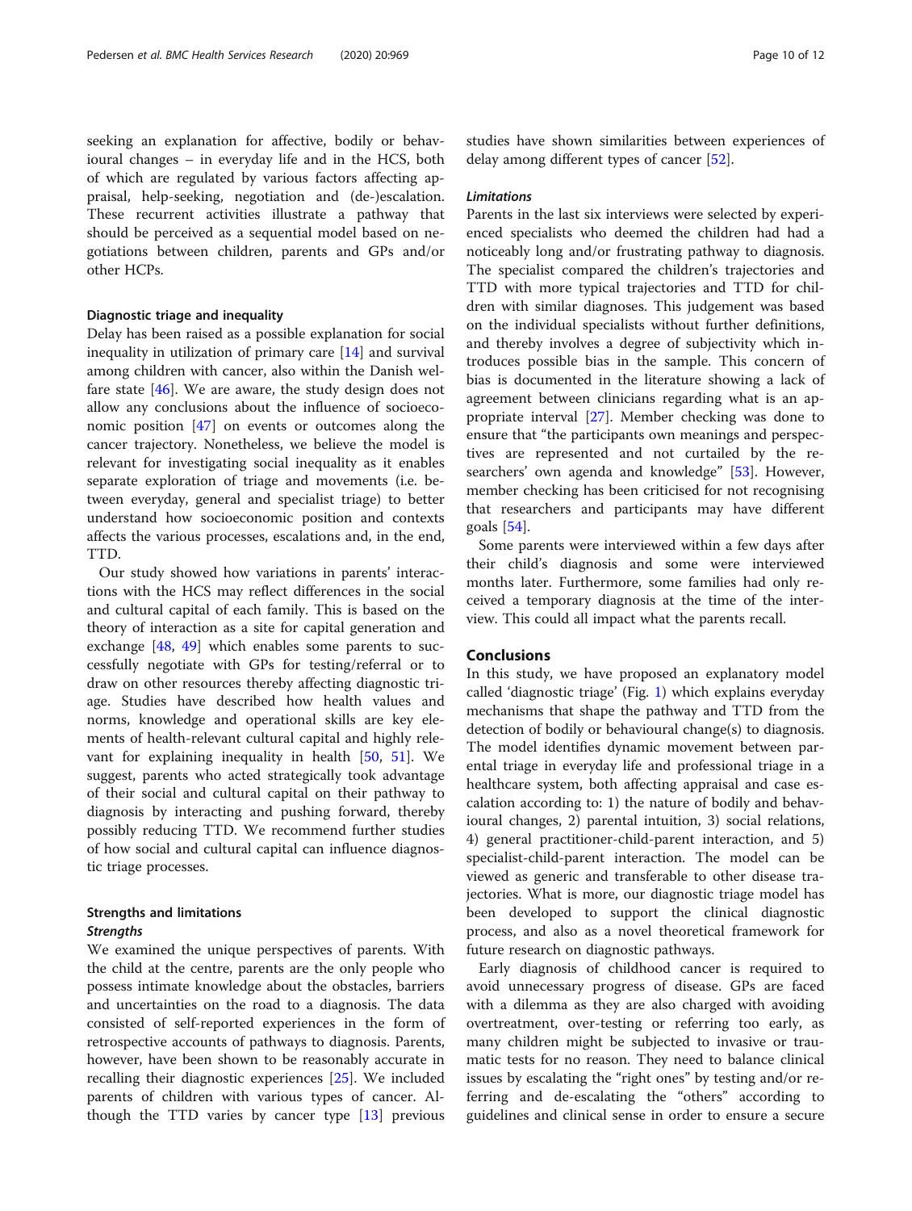seeking an explanation for affective, bodily or behavioural changes – in everyday life and in the HCS, both of which are regulated by various factors affecting appraisal, help-seeking, negotiation and (de-)escalation. These recurrent activities illustrate a pathway that should be perceived as a sequential model based on negotiations between children, parents and GPs and/or other HCPs.

### Diagnostic triage and inequality

Delay has been raised as a possible explanation for social inequality in utilization of primary care [14] and survival among children with cancer, also within the Danish welfare state [46]. We are aware, the study design does not allow any conclusions about the influence of socioeconomic position [47] on events or outcomes along the cancer trajectory. Nonetheless, we believe the model is relevant for investigating social inequality as it enables separate exploration of triage and movements (i.e. between everyday, general and specialist triage) to better understand how socioeconomic position and contexts affects the various processes, escalations and, in the end, TTD.

Our study showed how variations in parents' interactions with the HCS may reflect differences in the social and cultural capital of each family. This is based on the theory of interaction as a site for capital generation and exchange [48, 49] which enables some parents to successfully negotiate with GPs for testing/referral or to draw on other resources thereby affecting diagnostic triage. Studies have described how health values and norms, knowledge and operational skills are key elements of health-relevant cultural capital and highly relevant for explaining inequality in health [50, 51]. We suggest, parents who acted strategically took advantage of their social and cultural capital on their pathway to diagnosis by interacting and pushing forward, thereby possibly reducing TTD. We recommend further studies of how social and cultural capital can influence diagnostic triage processes.

### Strengths and limitations

#### *Strengths*

We examined the unique perspectives of parents. With the child at the centre, parents are the only people who possess intimate knowledge about the obstacles, barriers and uncertainties on the road to a diagnosis. The data consisted of self-reported experiences in the form of retrospective accounts of pathways to diagnosis. Parents, however, have been shown to be reasonably accurate in recalling their diagnostic experiences [25]. We included parents of children with various types of cancer. Although the TTD varies by cancer type [13] previous studies have shown similarities between experiences of delay among different types of cancer [52].

#### *Limitations*

Parents in the last six interviews were selected by experienced specialists who deemed the children had had a noticeably long and/or frustrating pathway to diagnosis. The specialist compared the children's trajectories and TTD with more typical trajectories and TTD for children with similar diagnoses. This judgement was based on the individual specialists without further definitions, and thereby involves a degree of subjectivity which introduces possible bias in the sample. This concern of bias is documented in the literature showing a lack of agreement between clinicians regarding what is an appropriate interval [27]. Member checking was done to ensure that "the participants own meanings and perspectives are represented and not curtailed by the researchers' own agenda and knowledge" [53]. However, member checking has been criticised for not recognising that researchers and participants may have different goals [54].

Some parents were interviewed within a few days after their child's diagnosis and some were interviewed months later. Furthermore, some families had only received a temporary diagnosis at the time of the interview. This could all impact what the parents recall.

## Conclusions

In this study, we have proposed an explanatory model called 'diagnostic triage' (Fig. 1) which explains everyday mechanisms that shape the pathway and TTD from the detection of bodily or behavioural change(s) to diagnosis. The model identifies dynamic movement between parental triage in everyday life and professional triage in a healthcare system, both affecting appraisal and case escalation according to: 1) the nature of bodily and behavioural changes, 2) parental intuition, 3) social relations, 4) general practitioner-child-parent interaction, and 5) specialist-child-parent interaction. The model can be viewed as generic and transferable to other disease trajectories. What is more, our diagnostic triage model has been developed to support the clinical diagnostic process, and also as a novel theoretical framework for future research on diagnostic pathways.

Early diagnosis of childhood cancer is required to avoid unnecessary progress of disease. GPs are faced with a dilemma as they are also charged with avoiding overtreatment, over-testing or referring too early, as many children might be subjected to invasive or traumatic tests for no reason. They need to balance clinical issues by escalating the "right ones" by testing and/or referring and de-escalating the "others" according to guidelines and clinical sense in order to ensure a secure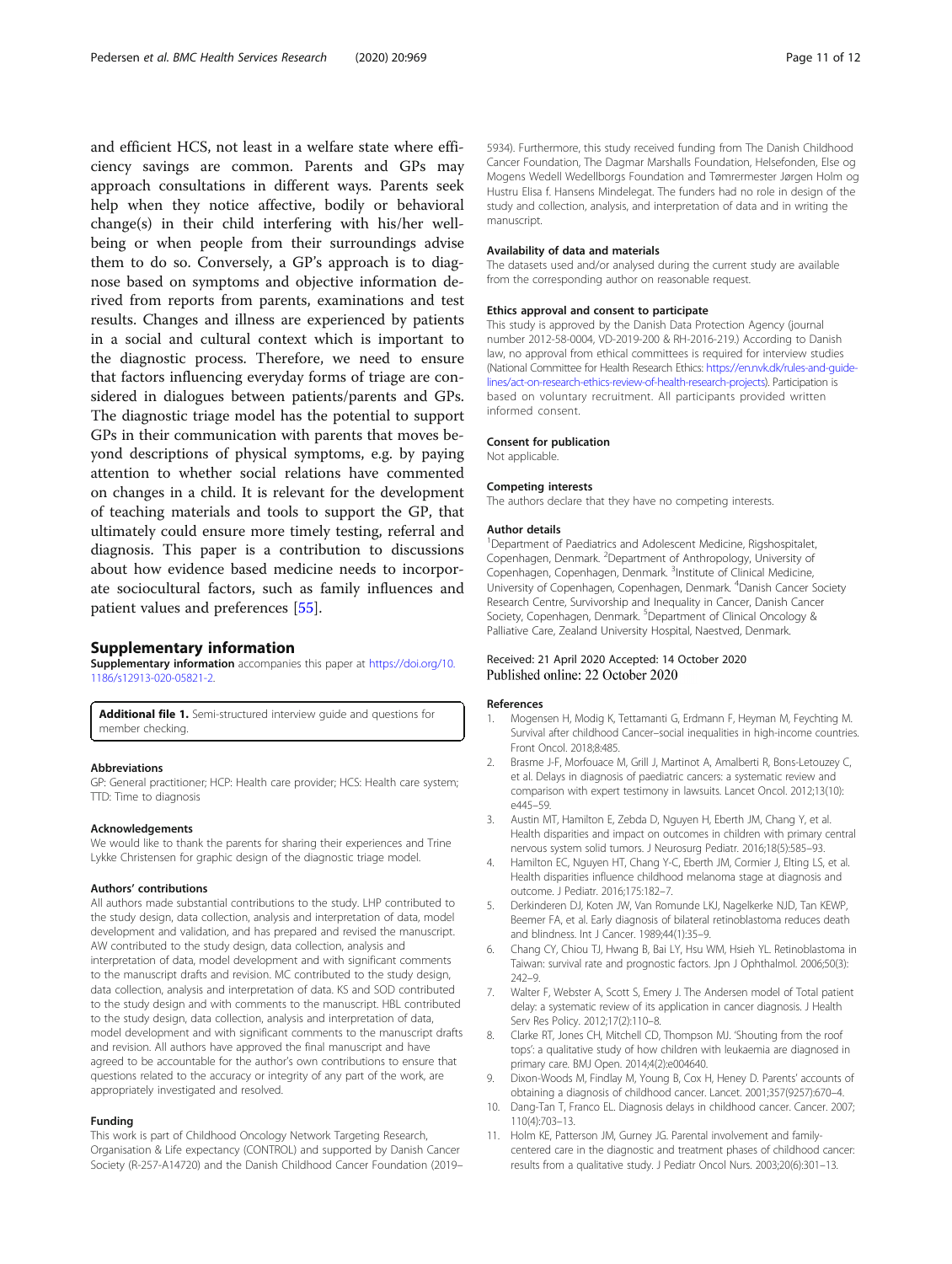and efficient HCS, not least in a welfare state where efficiency savings are common. Parents and GPs may approach consultations in different ways. Parents seek help when they notice affective, bodily or behavioral change(s) in their child interfering with his/her well-being or when people from their surroundings advise them to do so. Conversely, a GP's approach is to diagnose based on symptoms and objective information derived from reports from parents, examinations and test results. Changes and illness are experienced by patients in a social and cultural context which is important to the diagnostic process. Therefore, we need to ensure that factors influencing everyday forms of triage are considered in dialogues between patients/parents and GPs. The diagnostic triage model has the potential to support GPs in their communication with parents that moves beyond descriptions of physical symptoms, e.g. by paying attention to whether social relations have commented on changes in a child. It is relevant for the development of teaching materials and tools to support the GP, that ultimately could ensure more timely testing, referral and diagnosis. This paper is a contribution to discussions about how evidence based medicine needs to incorporate sociocultural factors, such as family influences and patient values and preferences [55].

## Supplementary information

**Supplementary information** accompanies this paper at https://doi.org/10.1186/s12913-020-05821-2.

**Additional file 1.** Semi-structured interview guide and questions for member checking.

### Abbreviations

GP: General practitioner; HCP: Health care provider; HCS: Health care system; TTD: Time to diagnosis

### Acknowledgements

We would like to thank the parents for sharing their experiences and Trine Lykke Christensen for graphic design of the diagnostic triage model.

### Authors' contributions

All authors made substantial contributions to the study. LHP contributed to the study design, data collection, analysis and interpretation of data, model development and validation, and has prepared and revised the manuscript. AW contributed to the study design, data collection, analysis and interpretation of data, model development and with significant comments to the manuscript drafts and revision. MC contributed to the study design, data collection, analysis and interpretation of data. KS and SOD contributed to the study design and with comments to the manuscript. HBL contributed to the study design, data collection, analysis and interpretation of data, model development and with significant comments to the manuscript drafts and revision. All authors have approved the final manuscript and have agreed to be accountable for the author's own contributions to ensure that questions related to the accuracy or integrity of any part of the work, are appropriately investigated and resolved.

### Funding

This work is part of Childhood Oncology Network Targeting Research, Organisation & Life expectancy (CONTROL) and supported by Danish Cancer Society (R-257-A14720) and the Danish Childhood Cancer Foundation (2019–5934). Furthermore, this study received funding from The Danish Childhood Cancer Foundation, The Dagmar Marshalls Foundation, Helsefonden, Else og Mogens Wedell Wedellborgs Foundation and Tømrermester Jørgen Holm og Hustru Elisa f. Hansens Mindelegat. The funders had no role in design of the study and collection, analysis, and interpretation of data and in writing the manuscript.

### Availability of data and materials

The datasets used and/or analysed during the current study are available from the corresponding author on reasonable request.

### Ethics approval and consent to participate

This study is approved by the Danish Data Protection Agency (journal number 2012-58-0004, VD-2019-200 & RH-2016-219.) According to Danish law, no approval from ethical committees is required for interview studies (National Committee for Health Research Ethics: https://en.nvk.dk/rules-and-guidelines/act-on-research-ethics-review-of-health-research-projects). Participation is based on voluntary recruitment. All participants provided written informed consent.

### Consent for publication

Not applicable.

### Competing interests

The authors declare that they have no competing interests.

### Author details

[1]Department of Paediatrics and Adolescent Medicine, Rigshospitalet, Copenhagen, Denmark. [2]Department of Anthropology, University of Copenhagen, Copenhagen, Denmark. [3]Institute of Clinical Medicine, University of Copenhagen, Copenhagen, Denmark. [4]Danish Cancer Society Research Centre, Survivorship and Inequality in Cancer, Danish Cancer Society, Copenhagen, Denmark. [5]Department of Clinical Oncology & Palliative Care, Zealand University Hospital, Naestved, Denmark.

Received: 21 April 2020 Accepted: 14 October 2020
Published online: 22 October 2020

### References

1. Mogensen H, Modig K, Tettamanti G, Erdmann F, Heyman M, Feychting M. Survival after childhood Cancer–social inequalities in high-income countries. Front Oncol. 2018;8:485.
2. Brasme J-F, Morfouace M, Grill J, Martinot A, Amalberti R, Bons-Letouzey C, et al. Delays in diagnosis of paediatric cancers: a systematic review and comparison with expert testimony in lawsuits. Lancet Oncol. 2012;13(10):e445–59.
3. Austin MT, Hamilton E, Zebda D, Nguyen H, Eberth JM, Chang Y, et al. Health disparities and impact on outcomes in children with primary central nervous system solid tumors. J Neurosurg Pediatr. 2016;18(5):585–93.
4. Hamilton EC, Nguyen HT, Chang Y-C, Eberth JM, Cormier J, Elting LS, et al. Health disparities influence childhood melanoma stage at diagnosis and outcome. J Pediatr. 2016;175:182–7.
5. Derkinderen DJ, Koten JW, Van Romunde LKJ, Nagelkerke NJD, Tan KEWP, Beemer FA, et al. Early diagnosis of bilateral retinoblastoma reduces death and blindness. Int J Cancer. 1989;44(1):35–9.
6. Chang CY, Chiou TJ, Hwang B, Bai LY, Hsu WM, Hsieh YL. Retinoblastoma in Taiwan: survival rate and prognostic factors. Jpn J Ophthalmol. 2006;50(3):242–9.
7. Walter F, Webster A, Scott S, Emery J. The Andersen model of Total patient delay: a systematic review of its application in cancer diagnosis. J Health Serv Res Policy. 2012;17(2):110–8.
8. Clarke RT, Jones CH, Mitchell CD, Thompson MJ. 'Shouting from the roof tops': a qualitative study of how children with leukaemia are diagnosed in primary care. BMJ Open. 2014;4(2):e004640.
9. Dixon-Woods M, Findlay M, Young B, Cox H, Heney D. Parents' accounts of obtaining a diagnosis of childhood cancer. Lancet. 2001;357(9257):670–4.
10. Dang-Tan T, Franco EL. Diagnosis delays in childhood cancer. Cancer. 2007;110(4):703–13.
11. Holm KE, Patterson JM, Gurney JG. Parental involvement and family-centered care in the diagnostic and treatment phases of childhood cancer: results from a qualitative study. J Pediatr Oncol Nurs. 2003;20(6):301–13.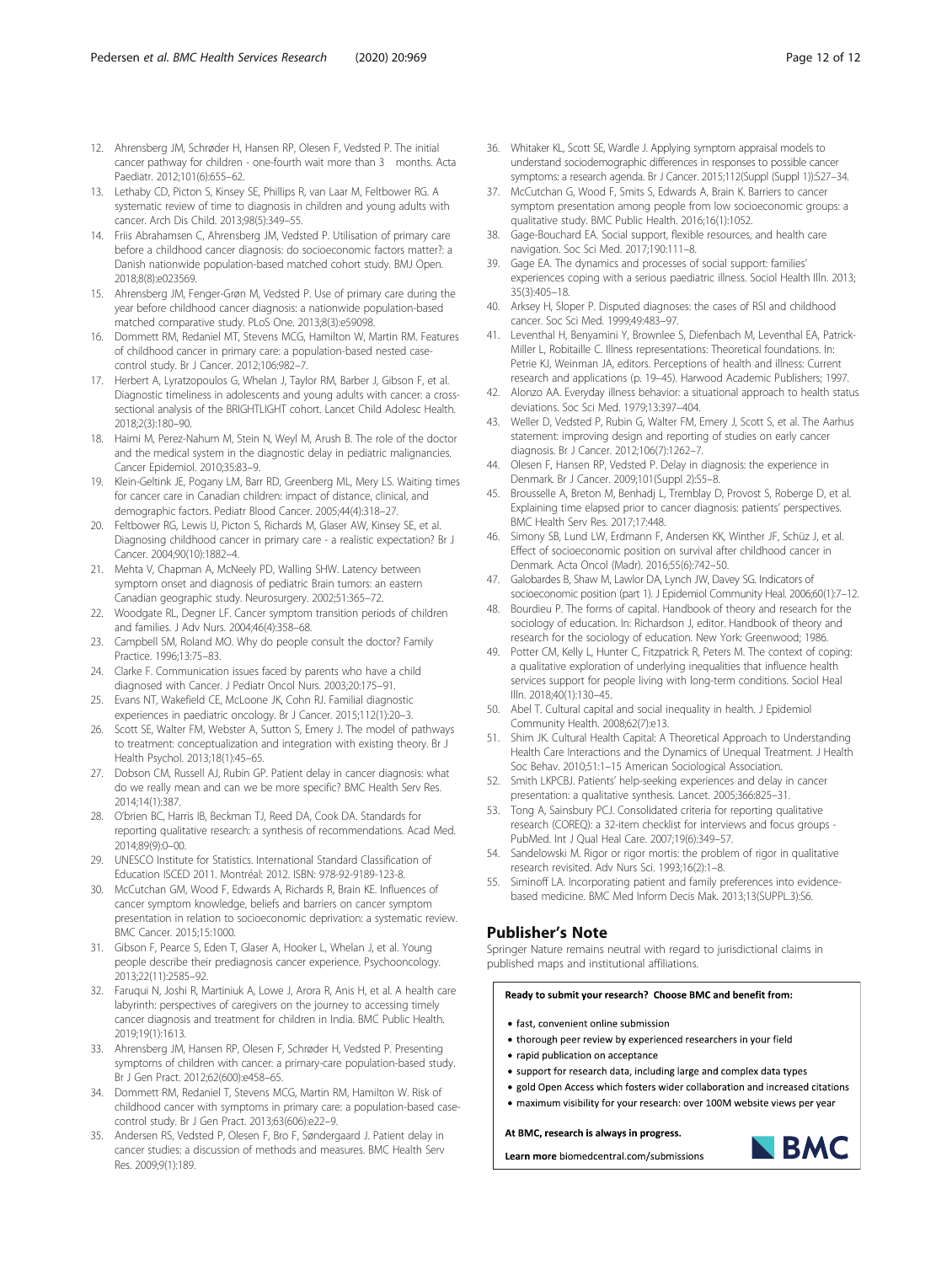12. Ahrensberg JM, Schrøder H, Hansen RP, Olesen F, Vedsted P. The initial cancer pathway for children - one-fourth wait more than 3 months. Acta Paediatr. 2012;101(6):655–62.
13. Lethaby CD, Picton S, Kinsey SE, Phillips R, van Laar M, Feltbower RG. A systematic review of time to diagnosis in children and young adults with cancer. Arch Dis Child. 2013;98(5):349–55.
14. Friis Abrahamsen C, Ahrensberg JM, Vedsted P. Utilisation of primary care before a childhood cancer diagnosis: do socioeconomic factors matter?: a Danish nationwide population-based matched cohort study. BMJ Open. 2018;8(8):e023569.
15. Ahrensberg JM, Fenger-Grøn M, Vedsted P. Use of primary care during the year before childhood cancer diagnosis: a nationwide population-based matched comparative study. PLoS One. 2013;8(3):e59098.
16. Dommett RM, Redaniel MT, Stevens MCG, Hamilton W, Martin RM. Features of childhood cancer in primary care: a population-based nested case-control study. Br J Cancer. 2012;106:982–7.
17. Herbert A, Lyratzopoulos G, Whelan J, Taylor RM, Barber J, Gibson F, et al. Diagnostic timeliness in adolescents and young adults with cancer: a cross-sectional analysis of the BRIGHTLIGHT cohort. Lancet Child Adolesc Health. 2018;2(3):180–90.
18. Haimi M, Perez-Nahum M, Stein N, Weyl M, Arush B. The role of the doctor and the medical system in the diagnostic delay in pediatric malignancies. Cancer Epidemiol. 2010;35:83–9.
19. Klein-Geltink JE, Pogany LM, Barr RD, Greenberg ML, Mery LS. Waiting times for cancer care in Canadian children: impact of distance, clinical, and demographic factors. Pediatr Blood Cancer. 2005;44(4):318–27.
20. Feltbower RG, Lewis IJ, Picton S, Richards M, Glaser AW, Kinsey SE, et al. Diagnosing childhood cancer in primary care - a realistic expectation? Br J Cancer. 2004;90(10):1882–4.
21. Mehta V, Chapman A, McNeely PD, Walling SHW. Latency between symptom onset and diagnosis of pediatric Brain tumors: an eastern Canadian geographic study. Neurosurgery. 2002;51:365–72.
22. Woodgate RL, Degner LF. Cancer symptom transition periods of children and families. J Adv Nurs. 2004;46(4):358–68.
23. Campbell SM, Roland MO. Why do people consult the doctor? Family Practice. 1996;13:75–83.
24. Clarke F. Communication issues faced by parents who have a child diagnosed with Cancer. J Pediatr Oncol Nurs. 2003;20:175–91.
25. Evans NT, Wakefield CE, McLoone JK, Cohn RJ. Familial diagnostic experiences in paediatric oncology. Br J Cancer. 2015;112(1):20–3.
26. Scott SE, Walter FM, Webster A, Sutton S, Emery J. The model of pathways to treatment: conceptualization and integration with existing theory. Br J Health Psychol. 2013;18(1):45–65.
27. Dobson CM, Russell AJ, Rubin GP. Patient delay in cancer diagnosis: what do we really mean and can we be more specific? BMC Health Serv Res. 2014;14(1):387.
28. O'brien BC, Harris IB, Beckman TJ, Reed DA, Cook DA. Standards for reporting qualitative research: a synthesis of recommendations. Acad Med. 2014;89(9):0–00.
29. UNESCO Institute for Statistics. International Standard Classification of Education ISCED 2011. Montréal: 2012. ISBN: 978-92-9189-123-8.
30. McCutchan GM, Wood F, Edwards A, Richards R, Brain KE. Influences of cancer symptom knowledge, beliefs and barriers on cancer symptom presentation in relation to socioeconomic deprivation: a systematic review. BMC Cancer. 2015;15:1000.
31. Gibson F, Pearce S, Eden T, Glaser A, Hooker L, Whelan J, et al. Young people describe their prediagnosis cancer experience. Psychooncology. 2013;22(11):2585–92.
32. Faruqui N, Joshi R, Martiniuk A, Lowe J, Arora R, Anis H, et al. A health care labyrinth: perspectives of caregivers on the journey to accessing timely cancer diagnosis and treatment for children in India. BMC Public Health. 2019;19(1):1613.
33. Ahrensberg JM, Hansen RP, Olesen F, Schrøder H, Vedsted P. Presenting symptoms of children with cancer: a primary-care population-based study. Br J Gen Pract. 2012;62(600):e458–65.
34. Dommett RM, Redaniel T, Stevens MCG, Martin RM, Hamilton W. Risk of childhood cancer with symptoms in primary care: a population-based case-control study. Br J Gen Pract. 2013;63(606):e22–9.
35. Andersen RS, Vedsted P, Olesen F, Bro F, Søndergaard J. Patient delay in cancer studies: a discussion of methods and measures. BMC Health Serv Res. 2009;9(1):189.
36. Whitaker KL, Scott SE, Wardle J. Applying symptom appraisal models to understand sociodemographic differences in responses to possible cancer symptoms: a research agenda. Br J Cancer. 2015;112(Suppl (Suppl 1)):S27–34.
37. McCutchan G, Wood F, Smits S, Edwards A, Brain K. Barriers to cancer symptom presentation among people from low socioeconomic groups: a qualitative study. BMC Public Health. 2016;16(1):1052.
38. Gage-Bouchard EA. Social support, flexible resources, and health care navigation. Soc Sci Med. 2017;190:111–8.
39. Gage EA. The dynamics and processes of social support: families' experiences coping with a serious paediatric illness. Sociol Health Illn. 2013; 35(3):405–18.
40. Arksey H, Sloper P. Disputed diagnoses: the cases of RSI and childhood cancer. Soc Sci Med. 1999;49:483–97.
41. Leventhal H, Benyamini Y, Brownlee S, Diefenbach M, Leventhal EA, Patrick-Miller L, Robitaille C. Illness representations: Theoretical foundations. In: Petrie KJ, Weinman JA, editors. Perceptions of health and illness: Current research and applications (p. 19–45). Harwood Academic Publishers; 1997.
42. Alonzo AA. Everyday illness behavior: a situational approach to health status deviations. Soc Sci Med. 1979;13:397–404.
43. Weller D, Vedsted P, Rubin G, Walter FM, Emery J, Scott S, et al. The Aarhus statement: improving design and reporting of studies on early cancer diagnosis. Br J Cancer. 2012;106(7):1262–7.
44. Olesen F, Hansen RP, Vedsted P. Delay in diagnosis: the experience in Denmark. Br J Cancer. 2009;101(Suppl 2):S5–8.
45. Brousselle A, Breton M, Benhadj L, Tremblay D, Provost S, Roberge D, et al. Explaining time elapsed prior to cancer diagnosis: patients' perspectives. BMC Health Serv Res. 2017;17:448.
46. Simony SB, Lund LW, Erdmann F, Andersen KK, Winther JF, Schüz J, et al. Effect of socioeconomic position on survival after childhood cancer in Denmark. Acta Oncol (Madr). 2016;55(6):742–50.
47. Galobardes B, Shaw M, Lawlor DA, Lynch JW, Davey SG. Indicators of socioeconomic position (part 1). J Epidemiol Community Heal. 2006;60(1):7–12.
48. Bourdieu P. The forms of capital. Handbook of theory and research for the sociology of education. In: Richardson J, editor. Handbook of theory and research for the sociology of education. New York: Greenwood; 1986.
49. Potter CM, Kelly L, Hunter C, Fitzpatrick R, Peters M. The context of coping: a qualitative exploration of underlying inequalities that influence health services support for people living with long-term conditions. Sociol Heal Illn. 2018;40(1):130–45.
50. Abel T. Cultural capital and social inequality in health. J Epidemiol Community Health. 2008;62(7):e13.
51. Shim JK. Cultural Health Capital: A Theoretical Approach to Understanding Health Care Interactions and the Dynamics of Unequal Treatment. J Health Soc Behav. 2010;51:1–15 American Sociological Association.
52. Smith LKPCBJ. Patients' help-seeking experiences and delay in cancer presentation: a qualitative synthesis. Lancet. 2005;366:825–31.
53. Tong A, Sainsbury PCJ. Consolidated criteria for reporting qualitative research (COREQ): a 32-item checklist for interviews and focus groups - PubMed. Int J Qual Heal Care. 2007;19(6):349–57.
54. Sandelowski M. Rigor or rigor mortis: the problem of rigor in qualitative research revisited. Adv Nurs Sci. 1993;16(2):1–8.
55. Siminoff LA. Incorporating patient and family preferences into evidence-based medicine. BMC Med Inform Decis Mak. 2013;13(SUPPL.3):S6.

## Publisher's Note

Springer Nature remains neutral with regard to jurisdictional claims in published maps and institutional affiliations.

**Ready to submit your research? Choose BMC and benefit from:**

- fast, convenient online submission
- thorough peer review by experienced researchers in your field
- rapid publication on acceptance
- support for research data, including large and complex data types
- gold Open Access which fosters wider collaboration and increased citations
- maximum visibility for your research: over 100M website views per year

**At BMC, research is always in progress.**

**Learn more** biomedcentral.com/submissions

BMC